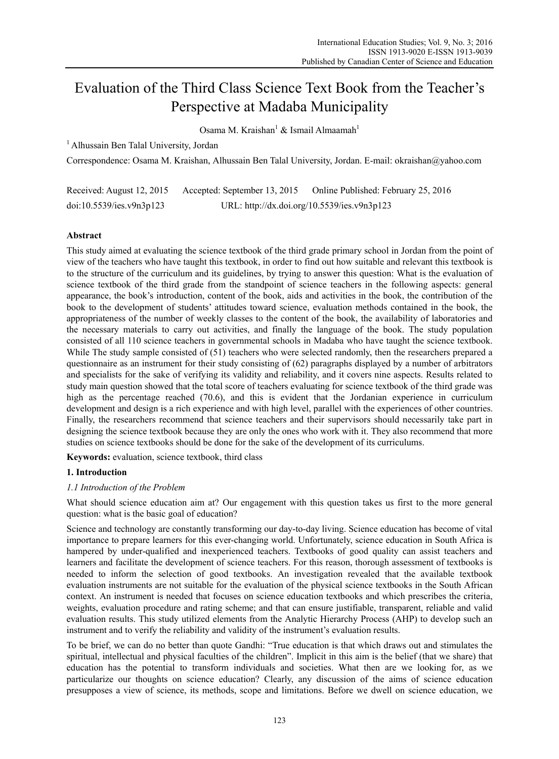# Evaluation of the Third Class Science Text Book from the Teacher's Perspective at Madaba Municipality

Osama M. Kraishan[1] & Ismail Almaamah[1]

[1] Alhussain Ben Talal University, Jordan

Correspondence: Osama M. Kraishan, Alhussain Ben Talal University, Jordan. E-mail: okraishan@yahoo.com

Received: August 12, 2015 Accepted: September 13, 2015 Online Published: February 25, 2016

doi:10.5539/ies.v9n3p123 URL: http://dx.doi.org/10.5539/ies.v9n3p123

## Abstract

This study aimed at evaluating the science textbook of the third grade primary school in Jordan from the point of view of the teachers who have taught this textbook, in order to find out how suitable and relevant this textbook is to the structure of the curriculum and its guidelines, by trying to answer this question: What is the evaluation of science textbook of the third grade from the standpoint of science teachers in the following aspects: general appearance, the book's introduction, content of the book, aids and activities in the book, the contribution of the book to the development of students' attitudes toward science, evaluation methods contained in the book, the appropriateness of the number of weekly classes to the content of the book, the availability of laboratories and the necessary materials to carry out activities, and finally the language of the book. The study population consisted of all 110 science teachers in governmental schools in Madaba who have taught the science textbook. While The study sample consisted of (51) teachers who were selected randomly, then the researchers prepared a questionnaire as an instrument for their study consisting of (62) paragraphs displayed by a number of arbitrators and specialists for the sake of verifying its validity and reliability, and it covers nine aspects. Results related to study main question showed that the total score of teachers evaluating for science textbook of the third grade was high as the percentage reached (70.6), and this is evident that the Jordanian experience in curriculum development and design is a rich experience and with high level, parallel with the experiences of other countries. Finally, the researchers recommend that science teachers and their supervisors should necessarily take part in designing the science textbook because they are only the ones who work with it. They also recommend that more studies on science textbooks should be done for the sake of the development of its curriculums.

**Keywords:** evaluation, science textbook, third class

## 1. Introduction

### *1.1 Introduction of the Problem*

What should science education aim at? Our engagement with this question takes us first to the more general question: what is the basic goal of education?

Science and technology are constantly transforming our day-to-day living. Science education has become of vital importance to prepare learners for this ever-changing world. Unfortunately, science education in South Africa is hampered by under-qualified and inexperienced teachers. Textbooks of good quality can assist teachers and learners and facilitate the development of science teachers. For this reason, thorough assessment of textbooks is needed to inform the selection of good textbooks. An investigation revealed that the available textbook evaluation instruments are not suitable for the evaluation of the physical science textbooks in the South African context. An instrument is needed that focuses on science education textbooks and which prescribes the criteria, weights, evaluation procedure and rating scheme; and that can ensure justifiable, transparent, reliable and valid evaluation results. This study utilized elements from the Analytic Hierarchy Process (AHP) to develop such an instrument and to verify the reliability and validity of the instrument's evaluation results.

To be brief, we can do no better than quote Gandhi: "True education is that which draws out and stimulates the spiritual, intellectual and physical faculties of the children". Implicit in this aim is the belief (that we share) that education has the potential to transform individuals and societies. What then are we looking for, as we particularize our thoughts on science education? Clearly, any discussion of the aims of science education presupposes a view of science, its methods, scope and limitations. Before we dwell on science education, we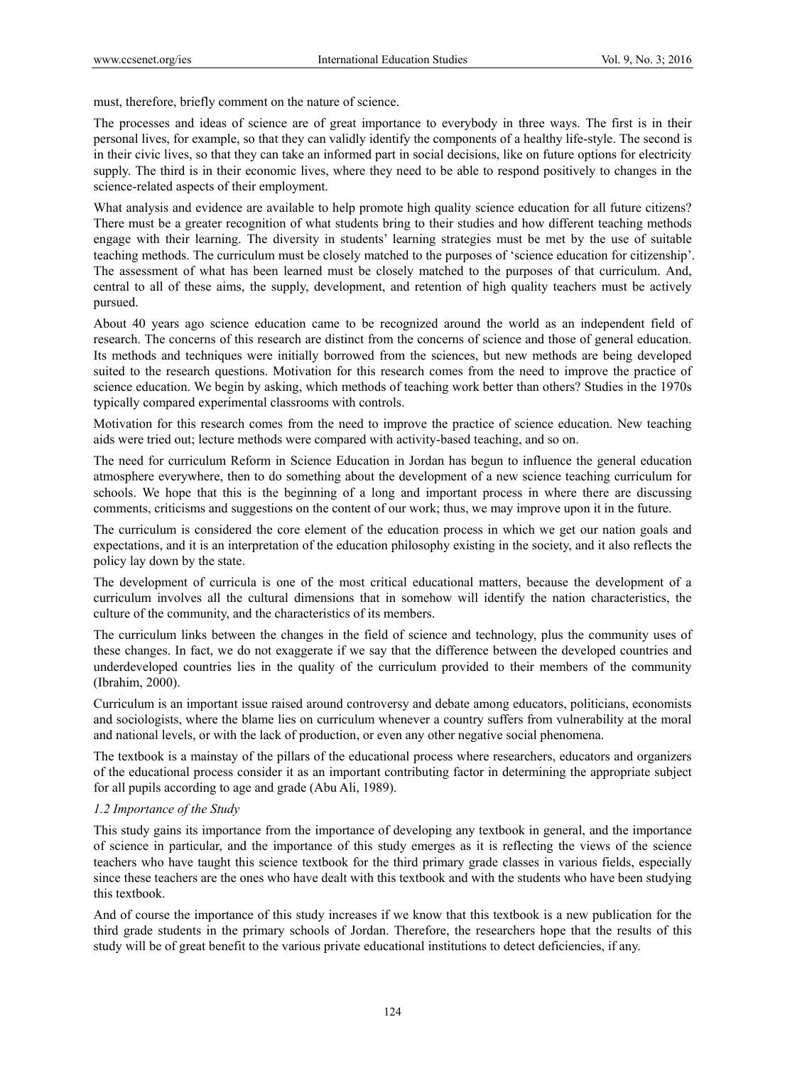must, therefore, briefly comment on the nature of science.

The processes and ideas of science are of great importance to everybody in three ways. The first is in their personal lives, for example, so that they can validly identify the components of a healthy life-style. The second is in their civic lives, so that they can take an informed part in social decisions, like on future options for electricity supply. The third is in their economic lives, where they need to be able to respond positively to changes in the science-related aspects of their employment.

What analysis and evidence are available to help promote high quality science education for all future citizens? There must be a greater recognition of what students bring to their studies and how different teaching methods engage with their learning. The diversity in students' learning strategies must be met by the use of suitable teaching methods. The curriculum must be closely matched to the purposes of 'science education for citizenship'. The assessment of what has been learned must be closely matched to the purposes of that curriculum. And, central to all of these aims, the supply, development, and retention of high quality teachers must be actively pursued.

About 40 years ago science education came to be recognized around the world as an independent field of research. The concerns of this research are distinct from the concerns of science and those of general education. Its methods and techniques were initially borrowed from the sciences, but new methods are being developed suited to the research questions. Motivation for this research comes from the need to improve the practice of science education. We begin by asking, which methods of teaching work better than others? Studies in the 1970s typically compared experimental classrooms with controls.

Motivation for this research comes from the need to improve the practice of science education. New teaching aids were tried out; lecture methods were compared with activity-based teaching, and so on.

The need for curriculum Reform in Science Education in Jordan has begun to influence the general education atmosphere everywhere, then to do something about the development of a new science teaching curriculum for schools. We hope that this is the beginning of a long and important process in where there are discussing comments, criticisms and suggestions on the content of our work; thus, we may improve upon it in the future.

The curriculum is considered the core element of the education process in which we get our nation goals and expectations, and it is an interpretation of the education philosophy existing in the society, and it also reflects the policy lay down by the state.

The development of curricula is one of the most critical educational matters, because the development of a curriculum involves all the cultural dimensions that in somehow will identify the nation characteristics, the culture of the community, and the characteristics of its members.

The curriculum links between the changes in the field of science and technology, plus the community uses of these changes. In fact, we do not exaggerate if we say that the difference between the developed countries and underdeveloped countries lies in the quality of the curriculum provided to their members of the community (Ibrahim, 2000).

Curriculum is an important issue raised around controversy and debate among educators, politicians, economists and sociologists, where the blame lies on curriculum whenever a country suffers from vulnerability at the moral and national levels, or with the lack of production, or even any other negative social phenomena.

The textbook is a mainstay of the pillars of the educational process where researchers, educators and organizers of the educational process consider it as an important contributing factor in determining the appropriate subject for all pupils according to age and grade (Abu Ali, 1989).

### *1.2 Importance of the Study*

This study gains its importance from the importance of developing any textbook in general, and the importance of science in particular, and the importance of this study emerges as it is reflecting the views of the science teachers who have taught this science textbook for the third primary grade classes in various fields, especially since these teachers are the ones who have dealt with this textbook and with the students who have been studying this textbook.

And of course the importance of this study increases if we know that this textbook is a new publication for the third grade students in the primary schools of Jordan. Therefore, the researchers hope that the results of this study will be of great benefit to the various private educational institutions to detect deficiencies, if any.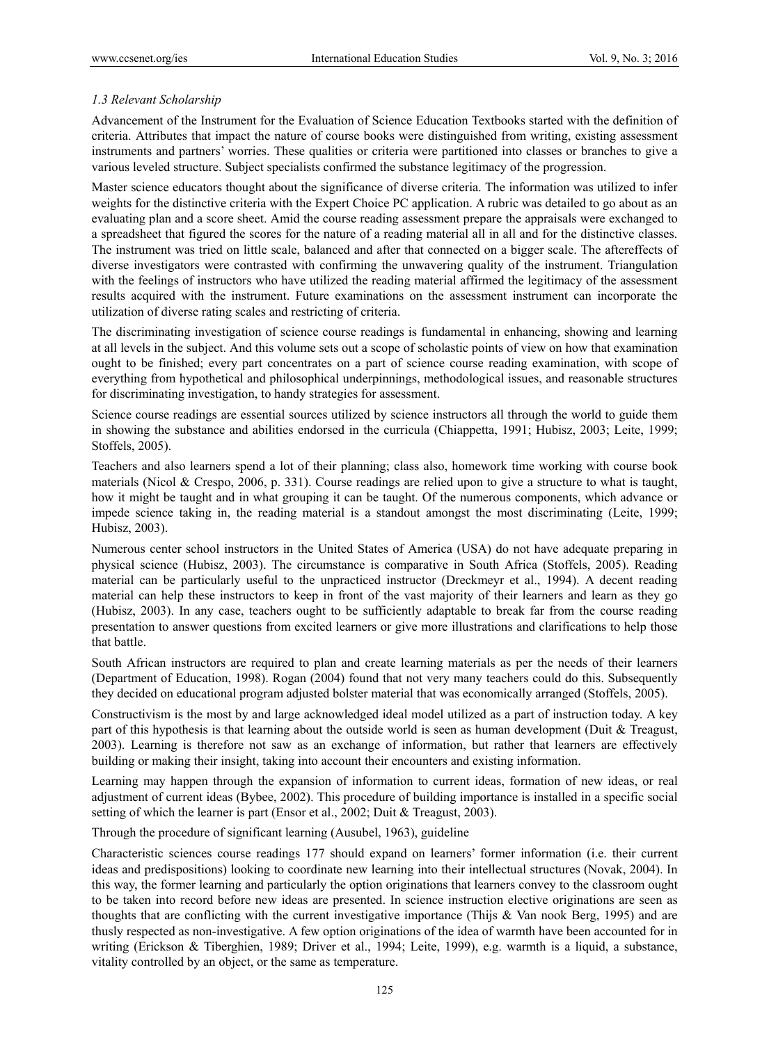### *1.3 Relevant Scholarship*

Advancement of the Instrument for the Evaluation of Science Education Textbooks started with the definition of criteria. Attributes that impact the nature of course books were distinguished from writing, existing assessment instruments and partners' worries. These qualities or criteria were partitioned into classes or branches to give a various leveled structure. Subject specialists confirmed the substance legitimacy of the progression.

Master science educators thought about the significance of diverse criteria. The information was utilized to infer weights for the distinctive criteria with the Expert Choice PC application. A rubric was detailed to go about as an evaluating plan and a score sheet. Amid the course reading assessment prepare the appraisals were exchanged to a spreadsheet that figured the scores for the nature of a reading material all in all and for the distinctive classes. The instrument was tried on little scale, balanced and after that connected on a bigger scale. The aftereffects of diverse investigators were contrasted with confirming the unwavering quality of the instrument. Triangulation with the feelings of instructors who have utilized the reading material affirmed the legitimacy of the assessment results acquired with the instrument. Future examinations on the assessment instrument can incorporate the utilization of diverse rating scales and restricting of criteria.

The discriminating investigation of science course readings is fundamental in enhancing, showing and learning at all levels in the subject. And this volume sets out a scope of scholastic points of view on how that examination ought to be finished; every part concentrates on a part of science course reading examination, with scope of everything from hypothetical and philosophical underpinnings, methodological issues, and reasonable structures for discriminating investigation, to handy strategies for assessment.

Science course readings are essential sources utilized by science instructors all through the world to guide them in showing the substance and abilities endorsed in the curricula (Chiappetta, 1991; Hubisz, 2003; Leite, 1999; Stoffels, 2005).

Teachers and also learners spend a lot of their planning; class also, homework time working with course book materials (Nicol & Crespo, 2006, p. 331). Course readings are relied upon to give a structure to what is taught, how it might be taught and in what grouping it can be taught. Of the numerous components, which advance or impede science taking in, the reading material is a standout amongst the most discriminating (Leite, 1999; Hubisz, 2003).

Numerous center school instructors in the United States of America (USA) do not have adequate preparing in physical science (Hubisz, 2003). The circumstance is comparative in South Africa (Stoffels, 2005). Reading material can be particularly useful to the unpracticed instructor (Dreckmeyr et al., 1994). A decent reading material can help these instructors to keep in front of the vast majority of their learners and learn as they go (Hubisz, 2003). In any case, teachers ought to be sufficiently adaptable to break far from the course reading presentation to answer questions from excited learners or give more illustrations and clarifications to help those that battle.

South African instructors are required to plan and create learning materials as per the needs of their learners (Department of Education, 1998). Rogan (2004) found that not very many teachers could do this. Subsequently they decided on educational program adjusted bolster material that was economically arranged (Stoffels, 2005).

Constructivism is the most by and large acknowledged ideal model utilized as a part of instruction today. A key part of this hypothesis is that learning about the outside world is seen as human development (Duit & Treagust, 2003). Learning is therefore not saw as an exchange of information, but rather that learners are effectively building or making their insight, taking into account their encounters and existing information.

Learning may happen through the expansion of information to current ideas, formation of new ideas, or real adjustment of current ideas (Bybee, 2002). This procedure of building importance is installed in a specific social setting of which the learner is part (Ensor et al., 2002; Duit & Treagust, 2003).

Through the procedure of significant learning (Ausubel, 1963), guideline

Characteristic sciences course readings 177 should expand on learners' former information (i.e. their current ideas and predispositions) looking to coordinate new learning into their intellectual structures (Novak, 2004). In this way, the former learning and particularly the option originations that learners convey to the classroom ought to be taken into record before new ideas are presented. In science instruction elective originations are seen as thoughts that are conflicting with the current investigative importance (Thijs & Van nook Berg, 1995) and are thusly respected as non-investigative. A few option originations of the idea of warmth have been accounted for in writing (Erickson & Tiberghien, 1989; Driver et al., 1994; Leite, 1999), e.g. warmth is a liquid, a substance, vitality controlled by an object, or the same as temperature.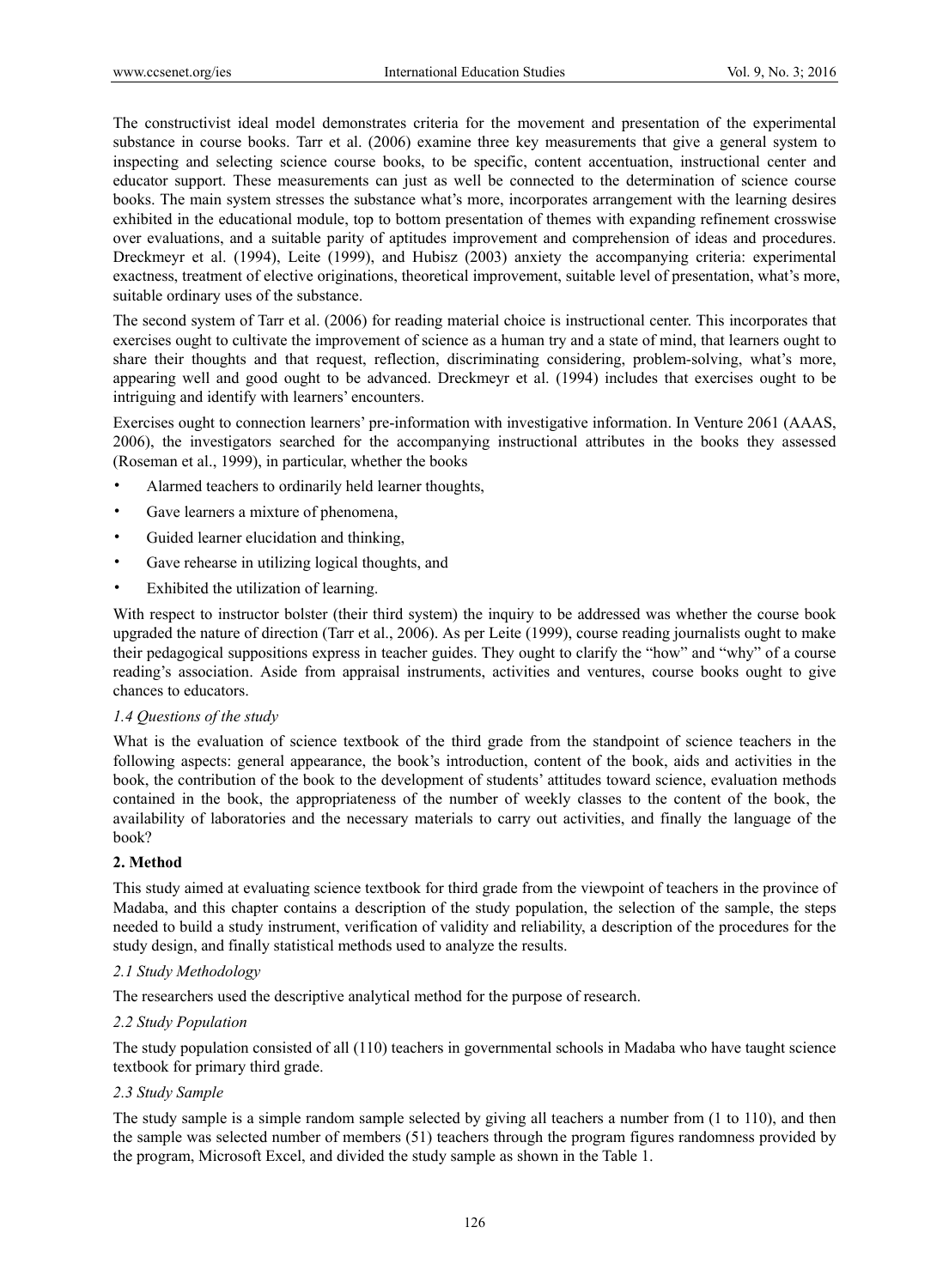The constructivist ideal model demonstrates criteria for the movement and presentation of the experimental substance in course books. Tarr et al. (2006) examine three key measurements that give a general system to inspecting and selecting science course books, to be specific, content accentuation, instructional center and educator support. These measurements can just as well be connected to the determination of science course books. The main system stresses the substance what's more, incorporates arrangement with the learning desires exhibited in the educational module, top to bottom presentation of themes with expanding refinement crosswise over evaluations, and a suitable parity of aptitudes improvement and comprehension of ideas and procedures. Dreckmeyr et al. (1994), Leite (1999), and Hubisz (2003) anxiety the accompanying criteria: experimental exactness, treatment of elective originations, theoretical improvement, suitable level of presentation, what's more, suitable ordinary uses of the substance.

The second system of Tarr et al. (2006) for reading material choice is instructional center. This incorporates that exercises ought to cultivate the improvement of science as a human try and a state of mind, that learners ought to share their thoughts and that request, reflection, discriminating considering, problem-solving, what's more, appearing well and good ought to be advanced. Dreckmeyr et al. (1994) includes that exercises ought to be intriguing and identify with learners' encounters.

Exercises ought to connection learners' pre-information with investigative information. In Venture 2061 (AAAS, 2006), the investigators searched for the accompanying instructional attributes in the books they assessed (Roseman et al., 1999), in particular, whether the books

- Alarmed teachers to ordinarily held learner thoughts,
- Gave learners a mixture of phenomena,
- Guided learner elucidation and thinking,
- Gave rehearse in utilizing logical thoughts, and
- Exhibited the utilization of learning.

With respect to instructor bolster (their third system) the inquiry to be addressed was whether the course book upgraded the nature of direction (Tarr et al., 2006). As per Leite (1999), course reading journalists ought to make their pedagogical suppositions express in teacher guides. They ought to clarify the "how" and "why" of a course reading's association. Aside from appraisal instruments, activities and ventures, course books ought to give chances to educators.

### *1.4 Questions of the study*

What is the evaluation of science textbook of the third grade from the standpoint of science teachers in the following aspects: general appearance, the book's introduction, content of the book, aids and activities in the book, the contribution of the book to the development of students' attitudes toward science, evaluation methods contained in the book, the appropriateness of the number of weekly classes to the content of the book, the availability of laboratories and the necessary materials to carry out activities, and finally the language of the book?

## **2. Method**

This study aimed at evaluating science textbook for third grade from the viewpoint of teachers in the province of Madaba, and this chapter contains a description of the study population, the selection of the sample, the steps needed to build a study instrument, verification of validity and reliability, a description of the procedures for the study design, and finally statistical methods used to analyze the results.

### *2.1 Study Methodology*

The researchers used the descriptive analytical method for the purpose of research.

### *2.2 Study Population*

The study population consisted of all (110) teachers in governmental schools in Madaba who have taught science textbook for primary third grade.

### *2.3 Study Sample*

The study sample is a simple random sample selected by giving all teachers a number from (1 to 110), and then the sample was selected number of members (51) teachers through the program figures randomness provided by the program, Microsoft Excel, and divided the study sample as shown in the Table 1.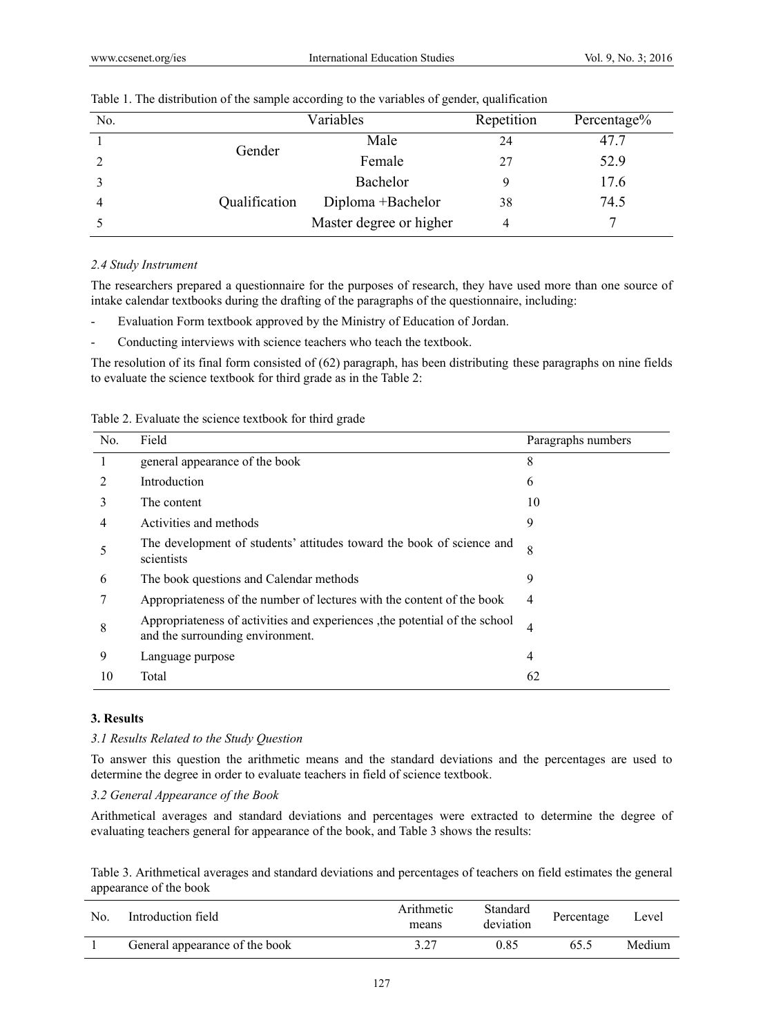Table 1. The distribution of the sample according to the variables of gender, qualification

| No. | Variables | | Repetition | Percentage% |
|---|---|---|---|---|
| 1 | Gender | Male | 24 | 47.7 |
| 2 | | Female | 27 | 52.9 |
| 3 | Qualification | Bachelor | 9 | 17.6 |
| 4 | | Diploma +Bachelor | 38 | 74.5 |
| 5 | | Master degree or higher | 4 | 7 |

*2.4 Study Instrument*

The researchers prepared a questionnaire for the purposes of research, they have used more than one source of intake calendar textbooks during the drafting of the paragraphs of the questionnaire, including:

- Evaluation Form textbook approved by the Ministry of Education of Jordan.
- Conducting interviews with science teachers who teach the textbook.

The resolution of its final form consisted of (62) paragraph, has been distributing these paragraphs on nine fields to evaluate the science textbook for third grade as in the Table 2:

Table 2. Evaluate the science textbook for third grade

| No. | Field | Paragraphs numbers |
|---|---|---|
| 1 | general appearance of the book | 8 |
| 2 | Introduction | 6 |
| 3 | The content | 10 |
| 4 | Activities and methods | 9 |
| 5 | The development of students' attitudes toward the book of science and scientists | 8 |
| 6 | The book questions and Calendar methods | 9 |
| 7 | Appropriateness of the number of lectures with the content of the book | 4 |
| 8 | Appropriateness of activities and experiences ,the potential of the school and the surrounding environment. | 4 |
| 9 | Language purpose | 4 |
| 10 | Total | 62 |

**3. Results**

*3.1 Results Related to the Study Question*

To answer this question the arithmetic means and the standard deviations and the percentages are used to determine the degree in order to evaluate teachers in field of science textbook.

*3.2 General Appearance of the Book*

Arithmetical averages and standard deviations and percentages were extracted to determine the degree of evaluating teachers general for appearance of the book, and Table 3 shows the results:

Table 3. Arithmetical averages and standard deviations and percentages of teachers on field estimates the general appearance of the book

| No. | Introduction field | Arithmetic means | Standard deviation | Percentage | Level |
|---|---|---|---|---|---|
| 1 | General appearance of the book | 3.27 | 0.85 | 65.5 | Medium |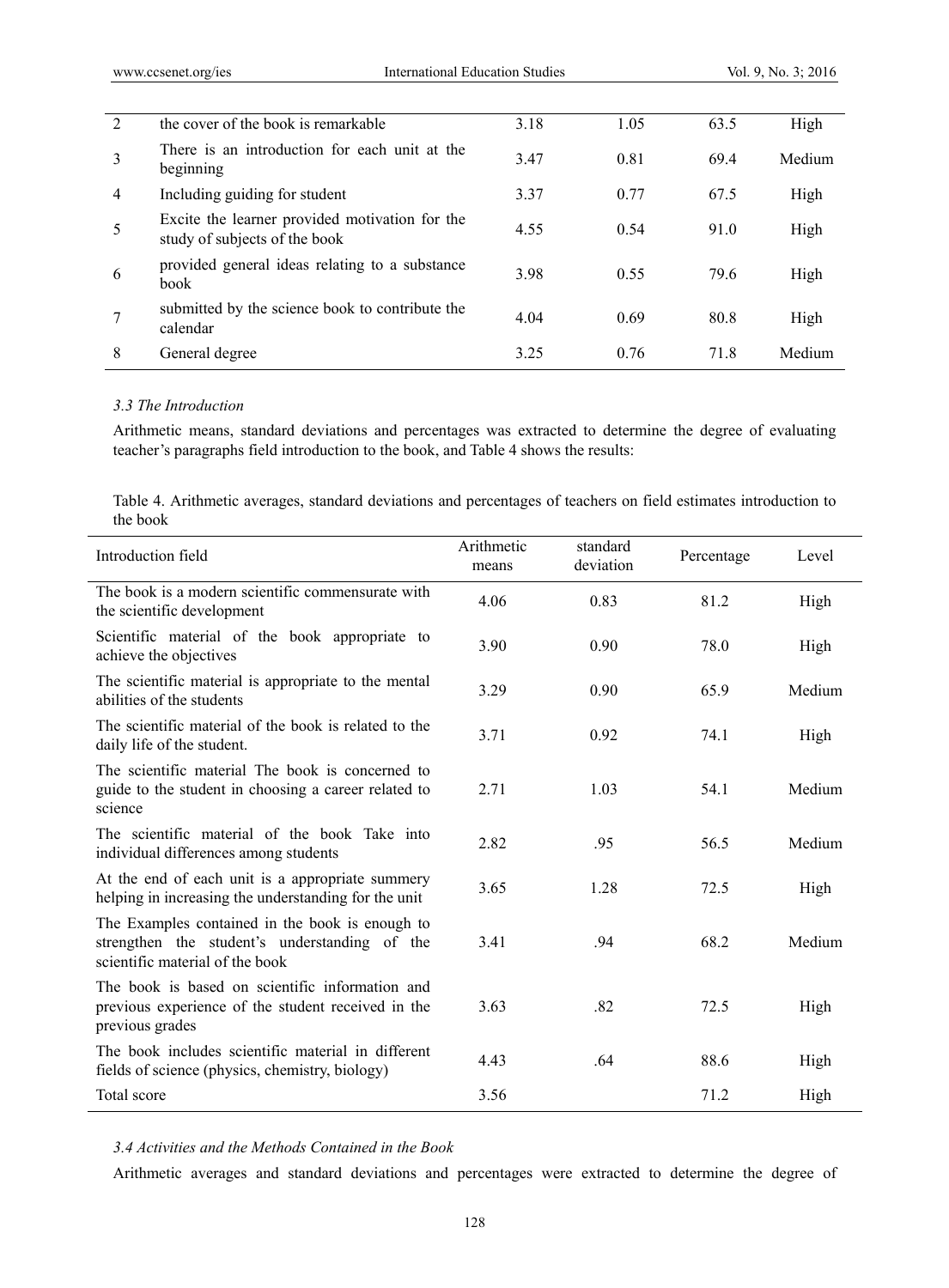| | | | | | |
|---|---|---|---|---|---|
| 2 | the cover of the book is remarkable | 3.18 | 1.05 | 63.5 | High |
| 3 | There is an introduction for each unit at the beginning | 3.47 | 0.81 | 69.4 | Medium |
| 4 | Including guiding for student | 3.37 | 0.77 | 67.5 | High |
| 5 | Excite the learner provided motivation for the study of subjects of the book | 4.55 | 0.54 | 91.0 | High |
| 6 | provided general ideas relating to a substance book | 3.98 | 0.55 | 79.6 | High |
| 7 | submitted by the science book to contribute the calendar | 4.04 | 0.69 | 80.8 | High |
| 8 | General degree | 3.25 | 0.76 | 71.8 | Medium |

### *3.3 The Introduction*

Arithmetic means, standard deviations and percentages was extracted to determine the degree of evaluating teacher's paragraphs field introduction to the book, and Table 4 shows the results:

Table 4. Arithmetic averages, standard deviations and percentages of teachers on field estimates introduction to the book

| Introduction field | Arithmetic means | standard deviation | Percentage | Level |
|---|---|---|---|---|
| The book is a modern scientific commensurate with the scientific development | 4.06 | 0.83 | 81.2 | High |
| Scientific material of the book appropriate to achieve the objectives | 3.90 | 0.90 | 78.0 | High |
| The scientific material is appropriate to the mental abilities of the students | 3.29 | 0.90 | 65.9 | Medium |
| The scientific material of the book is related to the daily life of the student. | 3.71 | 0.92 | 74.1 | High |
| The scientific material The book is concerned to guide to the student in choosing a career related to science | 2.71 | 1.03 | 54.1 | Medium |
| The scientific material of the book Take into individual differences among students | 2.82 | .95 | 56.5 | Medium |
| At the end of each unit is a appropriate summery helping in increasing the understanding for the unit | 3.65 | 1.28 | 72.5 | High |
| The Examples contained in the book is enough to strengthen the student's understanding of the scientific material of the book | 3.41 | .94 | 68.2 | Medium |
| The book is based on scientific information and previous experience of the student received in the previous grades | 3.63 | .82 | 72.5 | High |
| The book includes scientific material in different fields of science (physics, chemistry, biology) | 4.43 | .64 | 88.6 | High |
| Total score | 3.56 | | 71.2 | High |

### *3.4 Activities and the Methods Contained in the Book*

Arithmetic averages and standard deviations and percentages were extracted to determine the degree of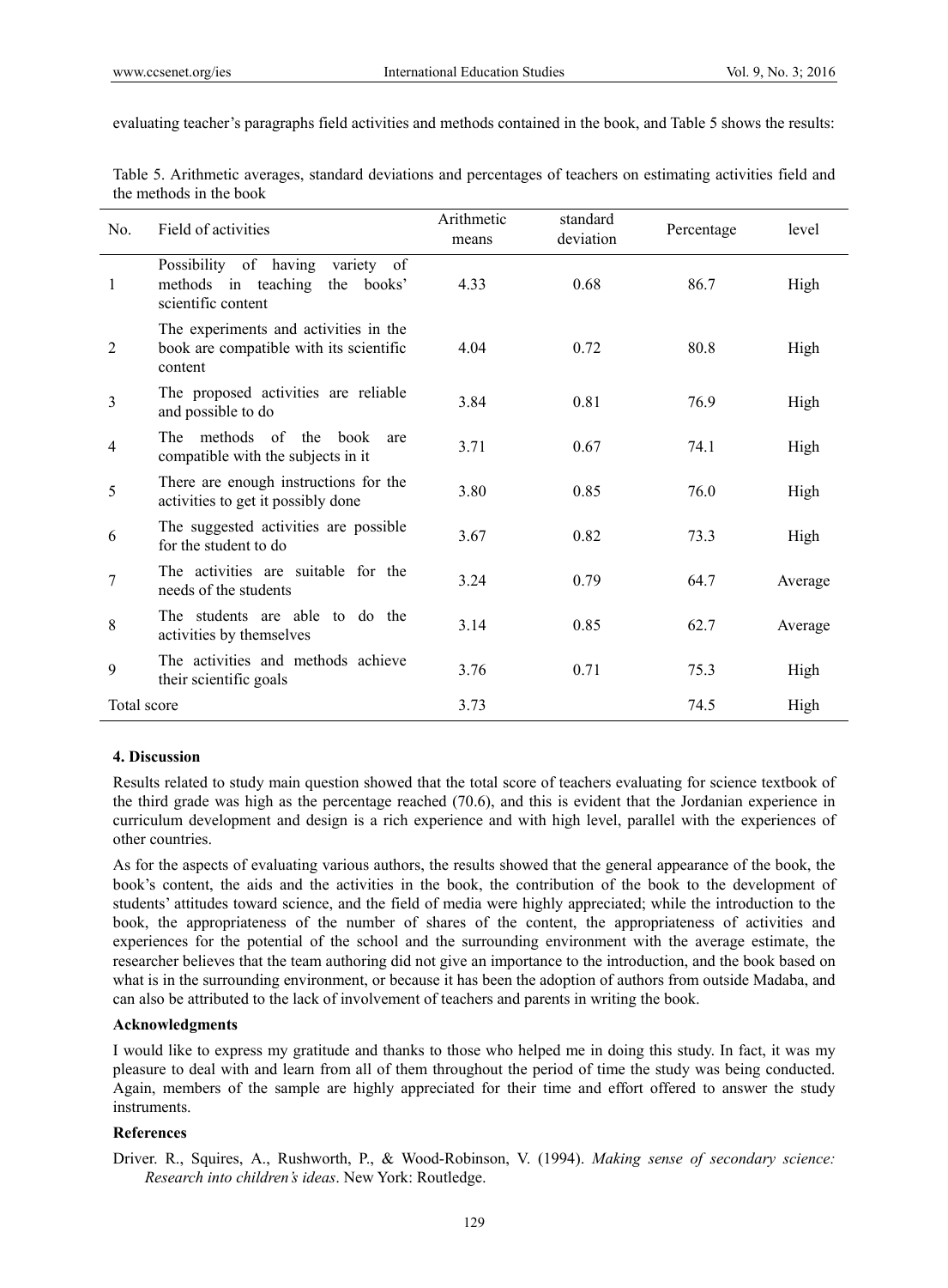evaluating teacher's paragraphs field activities and methods contained in the book, and Table 5 shows the results:

Table 5. Arithmetic averages, standard deviations and percentages of teachers on estimating activities field and the methods in the book

| No. | Field of activities | Arithmetic means | standard deviation | Percentage | level |
|---|---|---|---|---|---|
| 1 | Possibility of having variety of methods in teaching the books' scientific content | 4.33 | 0.68 | 86.7 | High |
| 2 | The experiments and activities in the book are compatible with its scientific content | 4.04 | 0.72 | 80.8 | High |
| 3 | The proposed activities are reliable and possible to do | 3.84 | 0.81 | 76.9 | High |
| 4 | The methods of the book are compatible with the subjects in it | 3.71 | 0.67 | 74.1 | High |
| 5 | There are enough instructions for the activities to get it possibly done | 3.80 | 0.85 | 76.0 | High |
| 6 | The suggested activities are possible for the student to do | 3.67 | 0.82 | 73.3 | High |
| 7 | The activities are suitable for the needs of the students | 3.24 | 0.79 | 64.7 | Average |
| 8 | The students are able to do the activities by themselves | 3.14 | 0.85 | 62.7 | Average |
| 9 | The activities and methods achieve their scientific goals | 3.76 | 0.71 | 75.3 | High |
| Total score | | 3.73 | | 74.5 | High |

## 4. Discussion

Results related to study main question showed that the total score of teachers evaluating for science textbook of the third grade was high as the percentage reached (70.6), and this is evident that the Jordanian experience in curriculum development and design is a rich experience and with high level, parallel with the experiences of other countries.

As for the aspects of evaluating various authors, the results showed that the general appearance of the book, the book's content, the aids and the activities in the book, the contribution of the book to the development of students' attitudes toward science, and the field of media were highly appreciated; while the introduction to the book, the appropriateness of the number of shares of the content, the appropriateness of activities and experiences for the potential of the school and the surrounding environment with the average estimate, the researcher believes that the team authoring did not give an importance to the introduction, and the book based on what is in the surrounding environment, or because it has been the adoption of authors from outside Madaba, and can also be attributed to the lack of involvement of teachers and parents in writing the book.

### Acknowledgments

I would like to express my gratitude and thanks to those who helped me in doing this study. In fact, it was my pleasure to deal with and learn from all of them throughout the period of time the study was being conducted. Again, members of the sample are highly appreciated for their time and effort offered to answer the study instruments.

### References

Driver. R., Squires, A., Rushworth, P., & Wood-Robinson, V. (1994). *Making sense of secondary science: Research into children's ideas*. New York: Routledge.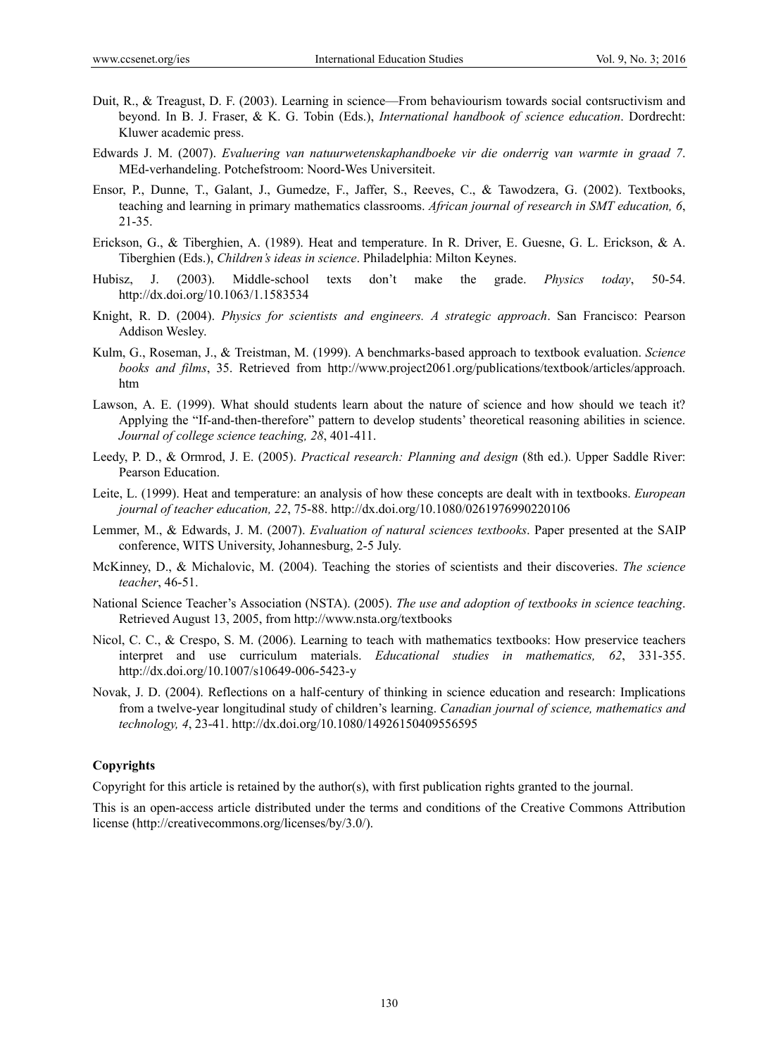Duit, R., & Treagust, D. F. (2003). Learning in science—From behaviourism towards social contsructivism and beyond. In B. J. Fraser, & K. G. Tobin (Eds.), *International handbook of science education*. Dordrecht: Kluwer academic press.

Edwards J. M. (2007). *Evaluering van natuurwetenskaphandboeke vir die onderrig van warmte in graad 7.* MEd-verhandeling. Potchefstroom: Noord-Wes Universiteit.

Ensor, P., Dunne, T., Galant, J., Gumedze, F., Jaffer, S., Reeves, C., & Tawodzera, G. (2002). Textbooks, teaching and learning in primary mathematics classrooms. *African journal of research in SMT education, 6*, 21-35.

Erickson, G., & Tiberghien, A. (1989). Heat and temperature. In R. Driver, E. Guesne, G. L. Erickson, & A. Tiberghien (Eds.), *Children's ideas in science*. Philadelphia: Milton Keynes.

Hubisz, J. (2003). Middle-school texts don't make the grade. *Physics today*, 50-54. http://dx.doi.org/10.1063/1.1583534

Knight, R. D. (2004). *Physics for scientists and engineers. A strategic approach*. San Francisco: Pearson Addison Wesley.

Kulm, G., Roseman, J., & Treistman, M. (1999). A benchmarks-based approach to textbook evaluation. *Science books and films*, 35. Retrieved from http://www.project2061.org/publications/textbook/articles/approach.htm

Lawson, A. E. (1999). What should students learn about the nature of science and how should we teach it? Applying the "If-and-then-therefore" pattern to develop students' theoretical reasoning abilities in science. *Journal of college science teaching, 28*, 401-411.

Leedy, P. D., & Ormrod, J. E. (2005). *Practical research: Planning and design* (8th ed.). Upper Saddle River: Pearson Education.

Leite, L. (1999). Heat and temperature: an analysis of how these concepts are dealt with in textbooks. *European journal of teacher education, 22*, 75-88. http://dx.doi.org/10.1080/0261976990220106

Lemmer, M., & Edwards, J. M. (2007). *Evaluation of natural sciences textbooks*. Paper presented at the SAIP conference, WITS University, Johannesburg, 2-5 July.

McKinney, D., & Michalovic, M. (2004). Teaching the stories of scientists and their discoveries. *The science teacher*, 46-51.

National Science Teacher's Association (NSTA). (2005). *The use and adoption of textbooks in science teaching*. Retrieved August 13, 2005, from http://www.nsta.org/textbooks

Nicol, C. C., & Crespo, S. M. (2006). Learning to teach with mathematics textbooks: How preservice teachers interpret and use curriculum materials. *Educational studies in mathematics, 62*, 331-355. http://dx.doi.org/10.1007/s10649-006-5423-y

Novak, J. D. (2004). Reflections on a half-century of thinking in science education and research: Implications from a twelve-year longitudinal study of children's learning. *Canadian journal of science, mathematics and technology, 4*, 23-41. http://dx.doi.org/10.1080/14926150409556595

**Copyrights**

Copyright for this article is retained by the author(s), with first publication rights granted to the journal.

This is an open-access article distributed under the terms and conditions of the Creative Commons Attribution license (http://creativecommons.org/licenses/by/3.0/).